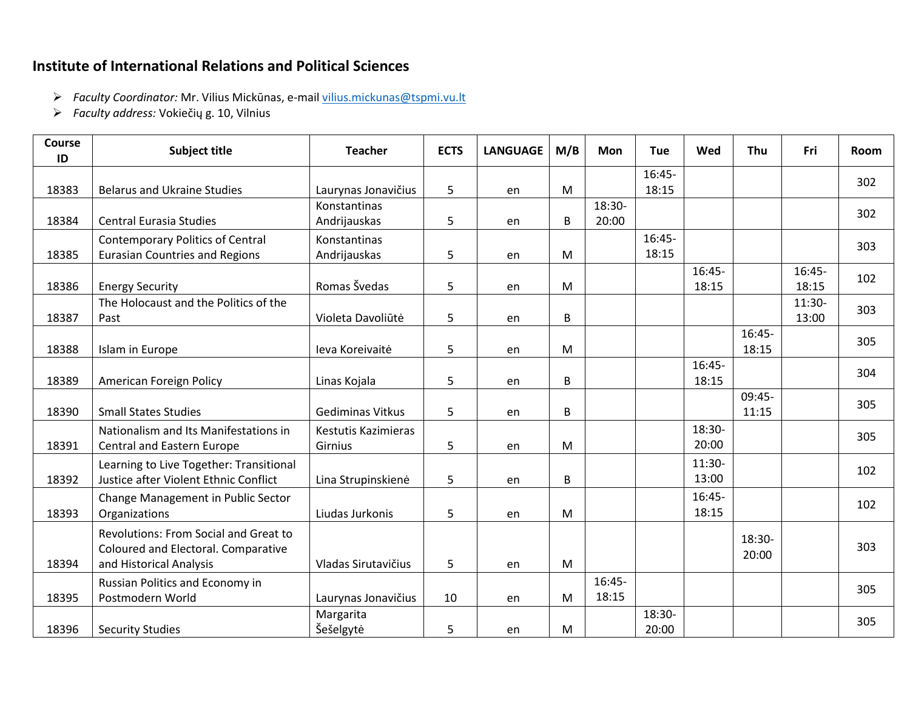## Institute of International Relations and Political Sciences

- *Faculty Coordinator:* Mr. Vilius Mickūnas, e-mail vilius.mickunas@tspmi.vu.lt
- *Faculty address:* Vokiečių g. 10, Vilnius

| Course ID | Subject title | Teacher | ECTS | LANGUAGE | M/B | Mon | Tue | Wed | Thu | Fri | Room |
|---|---|---|---|---|---|---|---|---|---|---|---|
| 18383 | Belarus and Ukraine Studies | Laurynas Jonavičius | 5 | en | M | | 16:45-18:15 | | | | 302 |
| 18384 | Central Eurasia Studies | Konstantinas Andrijauskas | 5 | en | B | 18:30-20:00 | | | | | 302 |
| 18385 | Contemporary Politics of Central Eurasian Countries and Regions | Konstantinas Andrijauskas | 5 | en | M | | 16:45-18:15 | | | | 303 |
| 18386 | Energy Security | Romas Švedas | 5 | en | M | | | 16:45-18:15 | | 16:45-18:15 | 102 |
| 18387 | The Holocaust and the Politics of the Past | Violeta Davoliūtė | 5 | en | B | | | | | 11:30-13:00 | 303 |
| 18388 | Islam in Europe | Ieva Koreivaitė | 5 | en | M | | | | 16:45-18:15 | | 305 |
| 18389 | American Foreign Policy | Linas Kojala | 5 | en | B | | | 16:45-18:15 | | | 304 |
| 18390 | Small States Studies | Gediminas Vitkus | 5 | en | B | | | | 09:45-11:15 | | 305 |
| 18391 | Nationalism and Its Manifestations in Central and Eastern Europe | Kestutis Kazimieras Girnius | 5 | en | M | | | 18:30-20:00 | | | 305 |
| 18392 | Learning to Live Together: Transitional Justice after Violent Ethnic Conflict | Lina Strupinskienė | 5 | en | B | | | 11:30-13:00 | | | 102 |
| 18393 | Change Management in Public Sector Organizations | Liudas Jurkonis | 5 | en | M | | | 16:45-18:15 | | | 102 |
| 18394 | Revolutions: From Social and Great to Coloured and Electoral. Comparative and Historical Analysis | Vladas Sirutavičius | 5 | en | M | | | | 18:30-20:00 | | 303 |
| 18395 | Russian Politics and Economy in Postmodern World | Laurynas Jonavičius | 10 | en | M | 16:45-18:15 | | | | | 305 |
| 18396 | Security Studies | Margarita Šešelgytė | 5 | en | M | | 18:30-20:00 | | | | 305 |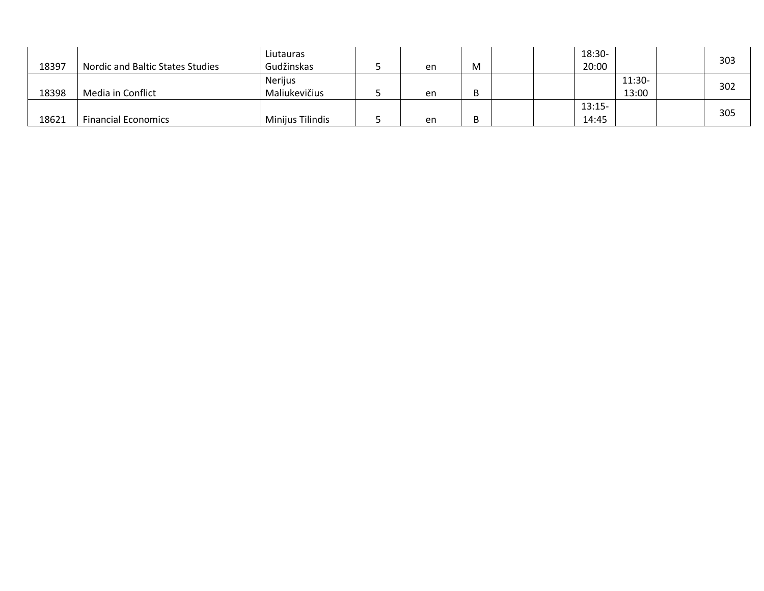| | | | | | | | | | | | |
|---|---|---|---|---|---|---|---|---|---|---|---|
| 18397 | Nordic and Baltic States Studies | Liutauras Gudžinskas | 5 | en | M | | | 18:30-20:00 | | | 303 |
| 18398 | Media in Conflict | Nerijus Maliukevičius | 5 | en | B | | | | 11:30-13:00 | | 302 |
| 18621 | Financial Economics | Minijus Tilindis | 5 | en | B | | | 13:15-14:45 | | | 305 |